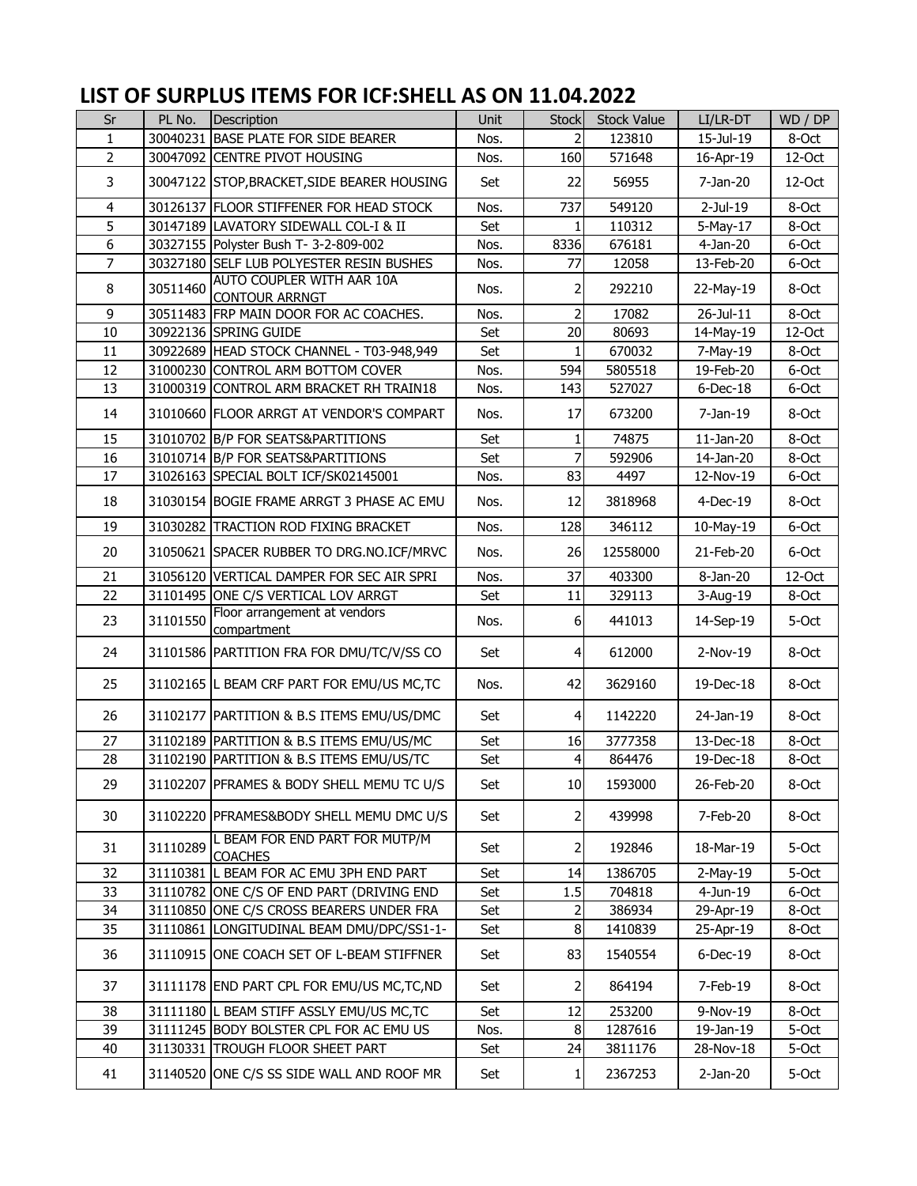# LIST OF SURPLUS ITEMS FOR ICF:SHELL AS ON 11.04.2022

| Sr | PL No. | Description | Unit | Stock | Stock Value | LI/LR-DT | WD / DP |
|---|---|---|---|---|---|---|---|
| 1 | 30040231 | BASE PLATE FOR SIDE BEARER | Nos. | 2 | 123810 | 15-Jul-19 | 8-Oct |
| 2 | 30047092 | CENTRE PIVOT HOUSING | Nos. | 160 | 571648 | 16-Apr-19 | 12-Oct |
| 3 | 30047122 | STOP,BRACKET,SIDE BEARER HOUSING | Set | 22 | 56955 | 7-Jan-20 | 12-Oct |
| 4 | 30126137 | FLOOR STIFFENER FOR HEAD STOCK | Nos. | 737 | 549120 | 2-Jul-19 | 8-Oct |
| 5 | 30147189 | LAVATORY SIDEWALL COL-I & II | Set | 1 | 110312 | 5-May-17 | 8-Oct |
| 6 | 30327155 | Polyster Bush T- 3-2-809-002 | Nos. | 8336 | 676181 | 4-Jan-20 | 6-Oct |
| 7 | 30327180 | SELF LUB POLYESTER RESIN BUSHES | Nos. | 77 | 12058 | 13-Feb-20 | 6-Oct |
| 8 | 30511460 | AUTO COUPLER WITH AAR 10A CONTOUR ARRNGT | Nos. | 2 | 292210 | 22-May-19 | 8-Oct |
| 9 | 30511483 | FRP MAIN DOOR FOR AC COACHES. | Nos. | 2 | 17082 | 26-Jul-11 | 8-Oct |
| 10 | 30922136 | SPRING GUIDE | Set | 20 | 80693 | 14-May-19 | 12-Oct |
| 11 | 30922689 | HEAD STOCK CHANNEL - T03-948,949 | Set | 1 | 670032 | 7-May-19 | 8-Oct |
| 12 | 31000230 | CONTROL ARM BOTTOM COVER | Nos. | 594 | 5805518 | 19-Feb-20 | 6-Oct |
| 13 | 31000319 | CONTROL ARM BRACKET RH TRAIN18 | Nos. | 143 | 527027 | 6-Dec-18 | 6-Oct |
| 14 | 31010660 | FLOOR ARRGT AT VENDOR'S COMPART | Nos. | 17 | 673200 | 7-Jan-19 | 8-Oct |
| 15 | 31010702 | B/P FOR SEATS&PARTITIONS | Set | 1 | 74875 | 11-Jan-20 | 8-Oct |
| 16 | 31010714 | B/P FOR SEATS&PARTITIONS | Set | 7 | 592906 | 14-Jan-20 | 8-Oct |
| 17 | 31026163 | SPECIAL BOLT ICF/SK02145001 | Nos. | 83 | 4497 | 12-Nov-19 | 6-Oct |
| 18 | 31030154 | BOGIE FRAME ARRGT 3 PHASE AC EMU | Nos. | 12 | 3818968 | 4-Dec-19 | 8-Oct |
| 19 | 31030282 | TRACTION ROD FIXING BRACKET | Nos. | 128 | 346112 | 10-May-19 | 6-Oct |
| 20 | 31050621 | SPACER RUBBER TO DRG.NO.ICF/MRVC | Nos. | 26 | 12558000 | 21-Feb-20 | 6-Oct |
| 21 | 31056120 | VERTICAL DAMPER FOR SEC AIR SPRI | Nos. | 37 | 403300 | 8-Jan-20 | 12-Oct |
| 22 | 31101495 | ONE C/S VERTICAL LOV ARRGT | Set | 11 | 329113 | 3-Aug-19 | 8-Oct |
| 23 | 31101550 | Floor arrangement at vendors compartment | Nos. | 6 | 441013 | 14-Sep-19 | 5-Oct |
| 24 | 31101586 | PARTITION FRA FOR DMU/TC/V/SS CO | Set | 4 | 612000 | 2-Nov-19 | 8-Oct |
| 25 | 31102165 | L BEAM CRF PART FOR EMU/US MC,TC | Nos. | 42 | 3629160 | 19-Dec-18 | 8-Oct |
| 26 | 31102177 | PARTITION & B.S ITEMS EMU/US/DMC | Set | 4 | 1142220 | 24-Jan-19 | 8-Oct |
| 27 | 31102189 | PARTITION & B.S ITEMS EMU/US/MC | Set | 16 | 3777358 | 13-Dec-18 | 8-Oct |
| 28 | 31102190 | PARTITION & B.S ITEMS EMU/US/TC | Set | 4 | 864476 | 19-Dec-18 | 8-Oct |
| 29 | 31102207 | PFRAMES & BODY SHELL MEMU TC U/S | Set | 10 | 1593000 | 26-Feb-20 | 8-Oct |
| 30 | 31102220 | PFRAMES&BODY SHELL MEMU DMC U/S | Set | 2 | 439998 | 7-Feb-20 | 8-Oct |
| 31 | 31110289 | L BEAM FOR END PART FOR MUTP/M COACHES | Set | 2 | 192846 | 18-Mar-19 | 5-Oct |
| 32 | 31110381 | L BEAM FOR AC EMU 3PH END PART | Set | 14 | 1386705 | 2-May-19 | 5-Oct |
| 33 | 31110782 | ONE C/S OF END PART (DRIVING END | Set | 1.5 | 704818 | 4-Jun-19 | 6-Oct |
| 34 | 31110850 | ONE C/S CROSS BEARERS UNDER FRA | Set | 2 | 386934 | 29-Apr-19 | 8-Oct |
| 35 | 31110861 | LONGITUDINAL BEAM DMU/DPC/SS1-1- | Set | 8 | 1410839 | 25-Apr-19 | 8-Oct |
| 36 | 31110915 | ONE COACH SET OF L-BEAM STIFFNER | Set | 83 | 1540554 | 6-Dec-19 | 8-Oct |
| 37 | 31111178 | END PART CPL FOR EMU/US MC,TC,ND | Set | 2 | 864194 | 7-Feb-19 | 8-Oct |
| 38 | 31111180 | L BEAM STIFF ASSLY EMU/US MC,TC | Set | 12 | 253200 | 9-Nov-19 | 8-Oct |
| 39 | 31111245 | BODY BOLSTER CPL FOR AC EMU US | Nos. | 8 | 1287616 | 19-Jan-19 | 5-Oct |
| 40 | 31130331 | TROUGH FLOOR SHEET PART | Set | 24 | 3811176 | 28-Nov-18 | 5-Oct |
| 41 | 31140520 | ONE C/S SS SIDE WALL AND ROOF MR | Set | 1 | 2367253 | 2-Jan-20 | 5-Oct |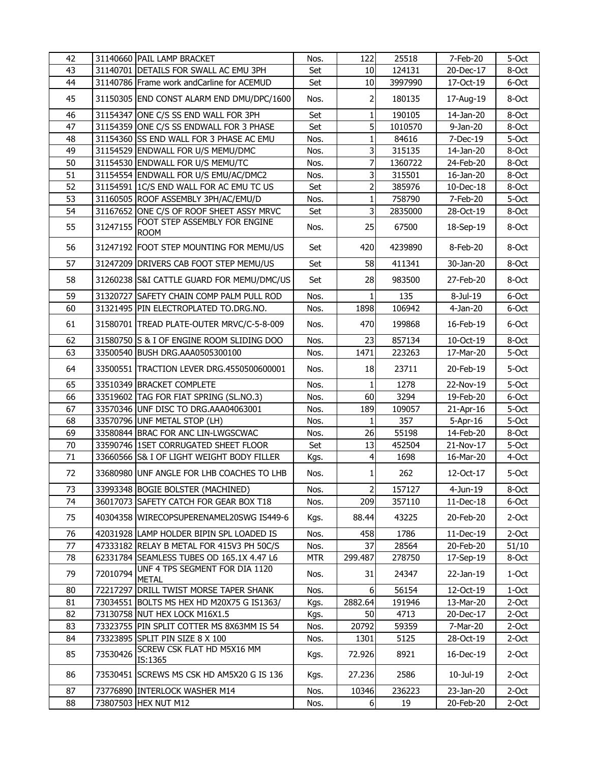| 42 | 31140660 | PAIL LAMP BRACKET | Nos. | 122 | 25518 | 7-Feb-20 | 5-Oct |
|---|---|---|---|---|---|---|---|
| 43 | 31140701 | DETAILS FOR SWALL AC EMU 3PH | Set | 10 | 124131 | 20-Dec-17 | 8-Oct |
| 44 | 31140786 | Frame work andCarline for ACEMUD | Set | 10 | 3997990 | 17-Oct-19 | 6-Oct |
| 45 | 31150305 | END CONST ALARM END DMU/DPC/1600 | Nos. | 2 | 180135 | 17-Aug-19 | 8-Oct |
| 46 | 31154347 | ONE C/S SS END WALL FOR 3PH | Set | 1 | 190105 | 14-Jan-20 | 8-Oct |
| 47 | 31154359 | ONE C/S SS ENDWALL FOR 3 PHASE | Set | 5 | 1010570 | 9-Jan-20 | 8-Oct |
| 48 | 31154360 | SS END WALL FOR 3 PHASE AC EMU | Nos. | 1 | 84616 | 7-Dec-19 | 5-Oct |
| 49 | 31154529 | ENDWALL FOR U/S MEMU/DMC | Nos. | 3 | 315135 | 14-Jan-20 | 8-Oct |
| 50 | 31154530 | ENDWALL FOR U/S MEMU/TC | Nos. | 7 | 1360722 | 24-Feb-20 | 8-Oct |
| 51 | 31154554 | ENDWALL FOR U/S EMU/AC/DMC2 | Nos. | 3 | 315501 | 16-Jan-20 | 8-Oct |
| 52 | 31154591 | 1C/S END WALL FOR AC EMU TC US | Set | 2 | 385976 | 10-Dec-18 | 8-Oct |
| 53 | 31160505 | ROOF ASSEMBLY 3PH/AC/EMU/D | Nos. | 1 | 758790 | 7-Feb-20 | 5-Oct |
| 54 | 31167652 | ONE C/S OF ROOF SHEET ASSY MRVC | Set | 3 | 2835000 | 28-Oct-19 | 8-Oct |
| 55 | 31247155 | FOOT STEP ASSEMBLY FOR ENGINE ROOM | Nos. | 25 | 67500 | 18-Sep-19 | 8-Oct |
| 56 | 31247192 | FOOT STEP MOUNTING FOR MEMU/US | Set | 420 | 4239890 | 8-Feb-20 | 8-Oct |
| 57 | 31247209 | DRIVERS CAB FOOT STEP MEMU/US | Set | 58 | 411341 | 30-Jan-20 | 8-Oct |
| 58 | 31260238 | S&I CATTLE GUARD FOR MEMU/DMC/US | Set | 28 | 983500 | 27-Feb-20 | 8-Oct |
| 59 | 31320727 | SAFETY CHAIN COMP PALM PULL ROD | Nos. | 1 | 135 | 8-Jul-19 | 6-Oct |
| 60 | 31321495 | PIN ELECTROPLATED TO.DRG.NO. | Nos. | 1898 | 106942 | 4-Jan-20 | 6-Oct |
| 61 | 31580701 | TREAD PLATE-OUTER MRVC/C-5-8-009 | Nos. | 470 | 199868 | 16-Feb-19 | 6-Oct |
| 62 | 31580750 | S & I OF ENGINE ROOM SLIDING DOO | Nos. | 23 | 857134 | 10-Oct-19 | 8-Oct |
| 63 | 33500540 | BUSH DRG.AAA0505300100 | Nos. | 1471 | 223263 | 17-Mar-20 | 5-Oct |
| 64 | 33500551 | TRACTION LEVER DRG.4550500600001 | Nos. | 18 | 23711 | 20-Feb-19 | 5-Oct |
| 65 | 33510349 | BRACKET COMPLETE | Nos. | 1 | 1278 | 22-Nov-19 | 5-Oct |
| 66 | 33519602 | TAG FOR FIAT SPRING (SL.NO.3) | Nos. | 60 | 3294 | 19-Feb-20 | 6-Oct |
| 67 | 33570346 | UNF DISC TO DRG.AAA04063001 | Nos. | 189 | 109057 | 21-Apr-16 | 5-Oct |
| 68 | 33570796 | UNF METAL STOP (LH) | Nos. | 1 | 357 | 5-Apr-16 | 5-Oct |
| 69 | 33580844 | BRAC FOR ANC LIN-LWGSCWAC | Nos. | 26 | 55198 | 14-Feb-20 | 8-Oct |
| 70 | 33590746 | 1SET CORRUGATED SHEET FLOOR | Set | 13 | 452504 | 21-Nov-17 | 5-Oct |
| 71 | 33660566 | S& I OF LIGHT WEIGHT BODY FILLER | Kgs. | 4 | 1698 | 16-Mar-20 | 4-Oct |
| 72 | 33680980 | UNF ANGLE FOR LHB COACHES TO LHB | Nos. | 1 | 262 | 12-Oct-17 | 5-Oct |
| 73 | 33993348 | BOGIE BOLSTER (MACHINED) | Nos. | 2 | 157127 | 4-Jun-19 | 8-Oct |
| 74 | 36017073 | SAFETY CATCH FOR GEAR BOX T18 | Nos. | 209 | 357110 | 11-Dec-18 | 6-Oct |
| 75 | 40304358 | WIRECOPSUPERENAMEL20SWG IS449-6 | Kgs. | 88.44 | 43225 | 20-Feb-20 | 2-Oct |
| 76 | 42031928 | LAMP HOLDER BIPIN SPL LOADED IS | Nos. | 458 | 1786 | 11-Dec-19 | 2-Oct |
| 77 | 47333182 | RELAY B METAL FOR 415V3 PH 50C/S | Nos. | 37 | 28564 | 20-Feb-20 | 51/10 |
| 78 | 62331784 | SEAMLESS TUBES OD 165.1X 4.47 L6 | MTR | 299.487 | 278750 | 17-Sep-19 | 8-Oct |
| 79 | 72010794 | UNF 4 TPS SEGMENT FOR DIA 1120 METAL | Nos. | 31 | 24347 | 22-Jan-19 | 1-Oct |
| 80 | 72217297 | DRILL TWIST MORSE TAPER SHANK | Nos. | 6 | 56154 | 12-Oct-19 | 1-Oct |
| 81 | 73034551 | BOLTS MS HEX HD M20X75 G IS1363/ | Kgs. | 2882.64 | 191946 | 13-Mar-20 | 2-Oct |
| 82 | 73130758 | NUT HEX LOCK M16X1.5 | Kgs. | 50 | 4713 | 20-Dec-17 | 2-Oct |
| 83 | 73323755 | PIN SPLIT COTTER MS 8X63MM IS 54 | Nos. | 20792 | 59359 | 7-Mar-20 | 2-Oct |
| 84 | 73323895 | SPLIT PIN SIZE 8 X 100 | Nos. | 1301 | 5125 | 28-Oct-19 | 2-Oct |
| 85 | 73530426 | SCREW CSK FLAT HD M5X16 MM IS:1365 | Kgs. | 72.926 | 8921 | 16-Dec-19 | 2-Oct |
| 86 | 73530451 | SCREWS MS CSK HD AM5X20 G IS 136 | Kgs. | 27.236 | 2586 | 10-Jul-19 | 2-Oct |
| 87 | 73776890 | INTERLOCK WASHER M14 | Nos. | 10346 | 236223 | 23-Jan-20 | 2-Oct |
| 88 | 73807503 | HEX NUT M12 | Nos. | 6 | 19 | 20-Feb-20 | 2-Oct |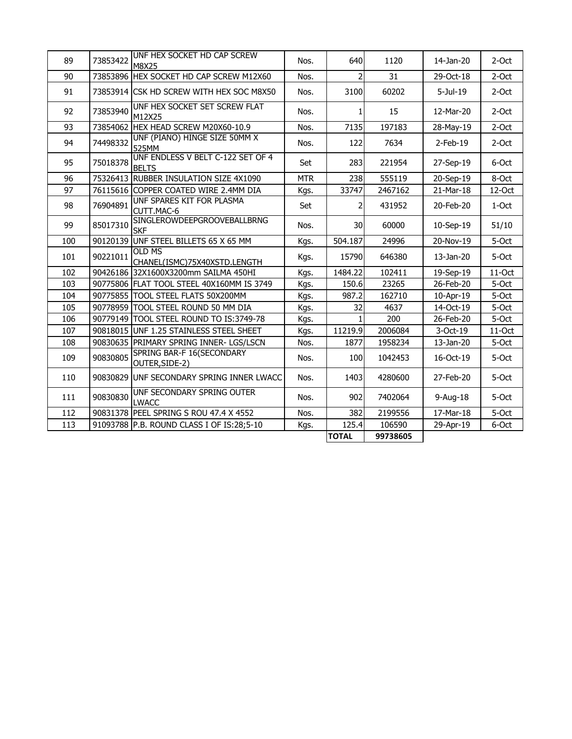| | | | | | | | |
|---|---|---|---|---|---|---|---|
| 89 | 73853422 | UNF HEX SOCKET HD CAP SCREW M8X25 | Nos. | 640 | 1120 | 14-Jan-20 | 2-Oct |
| 90 | 73853896 | HEX SOCKET HD CAP SCREW M12X60 | Nos. | 2 | 31 | 29-Oct-18 | 2-Oct |
| 91 | 73853914 | CSK HD SCREW WITH HEX SOC M8X50 | Nos. | 3100 | 60202 | 5-Jul-19 | 2-Oct |
| 92 | 73853940 | UNF HEX SOCKET SET SCREW FLAT M12X25 | Nos. | 1 | 15 | 12-Mar-20 | 2-Oct |
| 93 | 73854062 | HEX HEAD SCREW M20X60-10.9 | Nos. | 7135 | 197183 | 28-May-19 | 2-Oct |
| 94 | 74498332 | UNF (PIANO) HINGE SIZE 50MM X 525MM | Nos. | 122 | 7634 | 2-Feb-19 | 2-Oct |
| 95 | 75018378 | UNF ENDLESS V BELT C-122 SET OF 4 BELTS | Set | 283 | 221954 | 27-Sep-19 | 6-Oct |
| 96 | 75326413 | RUBBER INSULATION SIZE 4X1090 | MTR | 238 | 555119 | 20-Sep-19 | 8-Oct |
| 97 | 76115616 | COPPER COATED WIRE 2.4MM DIA | Kgs. | 33747 | 2467162 | 21-Mar-18 | 12-Oct |
| 98 | 76904891 | UNF SPARES KIT FOR PLASMA CUTT.MAC-6 | Set | 2 | 431952 | 20-Feb-20 | 1-Oct |
| 99 | 85017310 | SINGLEROWDEEPGROOVEBALLBRNG SKF | Nos. | 30 | 60000 | 10-Sep-19 | 51/10 |
| 100 | 90120139 | UNF STEEL BILLETS 65 X 65 MM | Kgs. | 504.187 | 24996 | 20-Nov-19 | 5-Oct |
| 101 | 90221011 | OLD MS CHANEL(ISMC)75X40XSTD.LENGTH | Kgs. | 15790 | 646380 | 13-Jan-20 | 5-Oct |
| 102 | 90426186 | 32X1600X3200mm SAILMA 450HI | Kgs. | 1484.22 | 102411 | 19-Sep-19 | 11-Oct |
| 103 | 90775806 | FLAT TOOL STEEL 40X160MM IS 3749 | Kgs. | 150.6 | 23265 | 26-Feb-20 | 5-Oct |
| 104 | 90775855 | TOOL STEEL FLATS 50X200MM | Kgs. | 987.2 | 162710 | 10-Apr-19 | 5-Oct |
| 105 | 90778959 | TOOL STEEL ROUND 50 MM DIA | Kgs. | 32 | 4637 | 14-Oct-19 | 5-Oct |
| 106 | 90779149 | TOOL STEEL ROUND TO IS:3749-78 | Kgs. | 1 | 200 | 26-Feb-20 | 5-Oct |
| 107 | 90818015 | UNF 1.25 STAINLESS STEEL SHEET | Kgs. | 11219.9 | 2006084 | 3-Oct-19 | 11-Oct |
| 108 | 90830635 | PRIMARY SPRING INNER- LGS/LSCN | Nos. | 1877 | 1958234 | 13-Jan-20 | 5-Oct |
| 109 | 90830805 | SPRING BAR-F 16(SECONDARY OUTER,SIDE-2) | Nos. | 100 | 1042453 | 16-Oct-19 | 5-Oct |
| 110 | 90830829 | UNF SECONDARY SPRING INNER LWACC | Nos. | 1403 | 4280600 | 27-Feb-20 | 5-Oct |
| 111 | 90830830 | UNF SECONDARY SPRING OUTER LWACC | Nos. | 902 | 7402064 | 9-Aug-18 | 5-Oct |
| 112 | 90831378 | PEEL SPRING S ROU 47.4 X 4552 | Nos. | 382 | 2199556 | 17-Mar-18 | 5-Oct |
| 113 | 91093788 | P.B. ROUND CLASS I OF IS:28;5-10 | Kgs. | 125.4 | 106590 | 29-Apr-19 | 6-Oct |
| | | | | **TOTAL** | **99738605** | | |